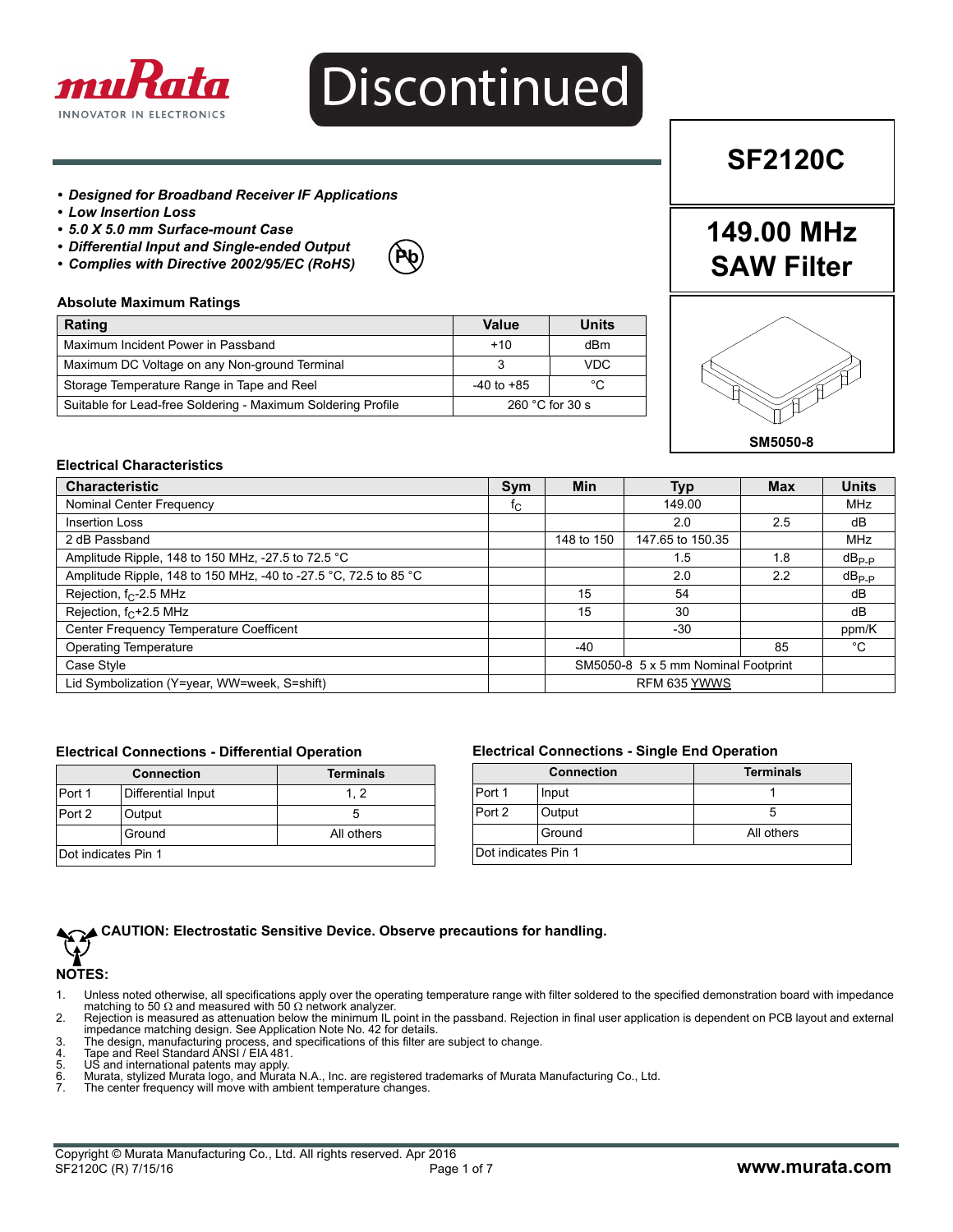Discontinued

# SF2120C

## 149.00 MHz SAW Filter

SM5050-8

- ***Designed for Broadband Receiver IF Applications***
- ***Low Insertion Loss***
- ***5.0 X 5.0 mm Surface-mount Case***
- ***Differential Input and Single-ended Output***
- ***Complies with Directive 2002/95/EC (RoHS)***

### Absolute Maximum Ratings

| Rating | Value | Units |
|---|---|---|
| Maximum Incident Power in Passband | +10 | dBm |
| Maximum DC Voltage on any Non-ground Terminal | 3 | VDC |
| Storage Temperature Range in Tape and Reel | -40 to +85 | °C |
| Suitable for Lead-free Soldering - Maximum Soldering Profile | 260 °C for 30 s | |

### Electrical Characteristics

| Characteristic | Sym | Min | Typ | Max | Units |
|---|---|---|---|---|---|
| Nominal Center Frequency | $f_C$ | | 149.00 | | MHz |
| Insertion Loss | | | 2.0 | 2.5 | dB |
| 2 dB Passband | | 148 to 150 | 147.65 to 150.35 | | MHz |
| Amplitude Ripple, 148 to 150 MHz, -27.5 to 72.5 °C | | | 1.5 | 1.8 | $dB_{P-P}$ |
| Amplitude Ripple, 148 to 150 MHz, -40 to -27.5 °C, 72.5 to 85 °C | | | 2.0 | 2.2 | $dB_{P-P}$ |
| Rejection, $f_C$-2.5 MHz | | 15 | 54 | | dB |
| Rejection, $f_C$+2.5 MHz | | 15 | 30 | | dB |
| Center Frequency Temperature Coefficent | | | -30 | | ppm/K |
| Operating Temperature | | -40 | | 85 | °C |
| Case Style | | SM5050-8 5 x 5 mm Nominal Footprint | | | |
| Lid Symbolization (Y=year, WW=week, S=shift) | | RFM 635 YWWS | | | |

### Electrical Connections - Differential Operation

| Connection | | Terminals |
|---|---|---|
| Port 1 | Differential Input | 1, 2 |
| Port 2 | Output | 5 |
| | Ground | All others |
| Dot indicates Pin 1 | | |

### Electrical Connections - Single End Operation

| Connection | | Terminals |
|---|---|---|
| Port 1 | Input | 1 |
| Port 2 | Output | 5 |
| | Ground | All others |
| Dot indicates Pin 1 | | |

**CAUTION: Electrostatic Sensitive Device. Observe precautions for handling.**

**NOTES:**

1. Unless noted otherwise, all specifications apply over the operating temperature range with filter soldered to the specified demonstration board with impedance matching to 50 Ω and measured with 50 Ω network analyzer.
2. Rejection is measured as attenuation below the minimum IL point in the passband. Rejection in final user application is dependent on PCB layout and external impedance matching design. See Application Note No. 42 for details.
3. The design, manufacturing process, and specifications of this filter are subject to change.
4. Tape and Reel Standard ANSI / EIA 481.
5. US and international patents may apply.
6. Murata, stylized Murata logo, and Murata N.A., Inc. are registered trademarks of Murata Manufacturing Co., Ltd.
7. The center frequency will move with ambient temperature changes.

Copyright © Murata Manufacturing Co., Ltd. All rights reserved. Apr 2016
SF2120C (R) 7/15/16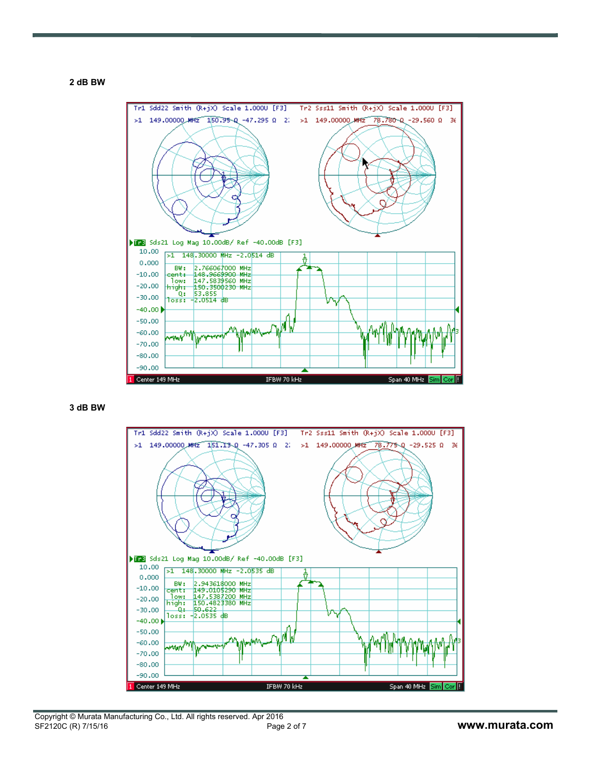**2 dB BW**

```
Tr1 Sdd22 Smith (R+jX) Scale 1.000U [F3]
>1 149.00000 MHz 150.95 Ω -47.295 Ω
Tr2 Sss11 Smith (R+jX) Scale 1.000U [F3]
>1 149.00000 MHz 78.780 Ω -29.560 Ω
Tr3 Sds21 Log Mag 10.00dB/ Ref -40.00dB [F3]
>1 148.30000 MHz -2.0514 dB
BW: 2.766067000 MHz
cent: 148.9669900 MHz
low: 147.5839560 MHz
high: 150.3500230 MHz
Q: 53.855
loss: -2.0514 dB
Center 149 MHz    IFBW 70 kHz    Span 40 MHz
```

**3 dB BW**

```
Tr1 Sdd22 Smith (R+jX) Scale 1.000U [F3]
>1 149.00000 MHz 151.13 Ω -47.305 Ω
Tr2 Sss11 Smith (R+jX) Scale 1.000U [F3]
>1 149.00000 MHz 78.775 Ω -29.525 Ω
Tr3 Sds21 Log Mag 10.00dB/ Ref -40.00dB [F3]
>1 148.30000 MHz -2.0535 dB
BW: 2.943618000 MHz
cent: 149.0105290 MHz
low: 147.5387200 MHz
high: 150.4823380 MHz
Q: 50.622
loss: -2.0535 dB
Center 149 MHz    IFBW 70 kHz    Span 40 MHz
```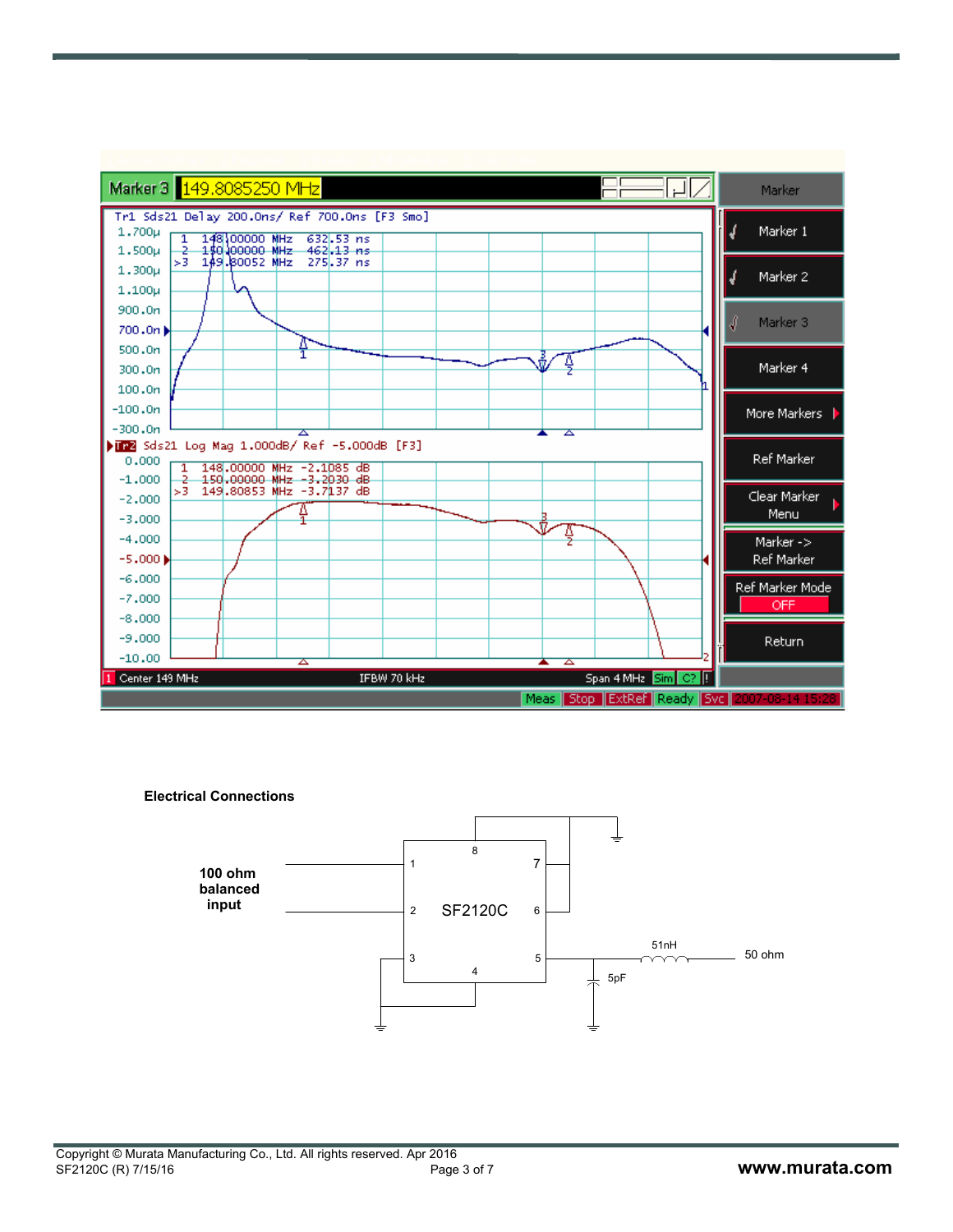## Electrical Connections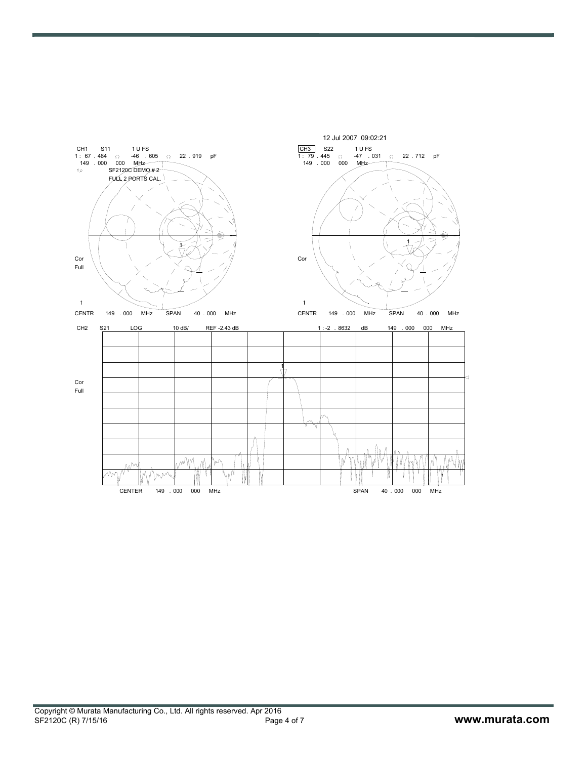12 Jul 2007 09:02:21

CH1 S11 1 U FS
1 : 67 . 484 Ω -46 . 605 Ω 22 . 919 pF
149 . 000 000 MHz
SF2120C DEMO # 2
FULL 2 PORTS CAL.

Cor
Full

CENTR 149 . 000 MHz SPAN 40 . 000 MHz

CH3 S22 1 U FS
1 : 79 . 445 Ω -47 . 031 Ω 22 . 712 pF
149 . 000 000 MHz

Cor

CENTR 149 . 000 MHz SPAN 40 . 000 MHz

CH2 S21 LOG 10 dB/ REF -2.43 dB 1 : -2 . 8632 dB 149 . 000 000 MHz

Cor
Full

CENTER 149 . 000 000 MHz SPAN 40 . 000 000 MHz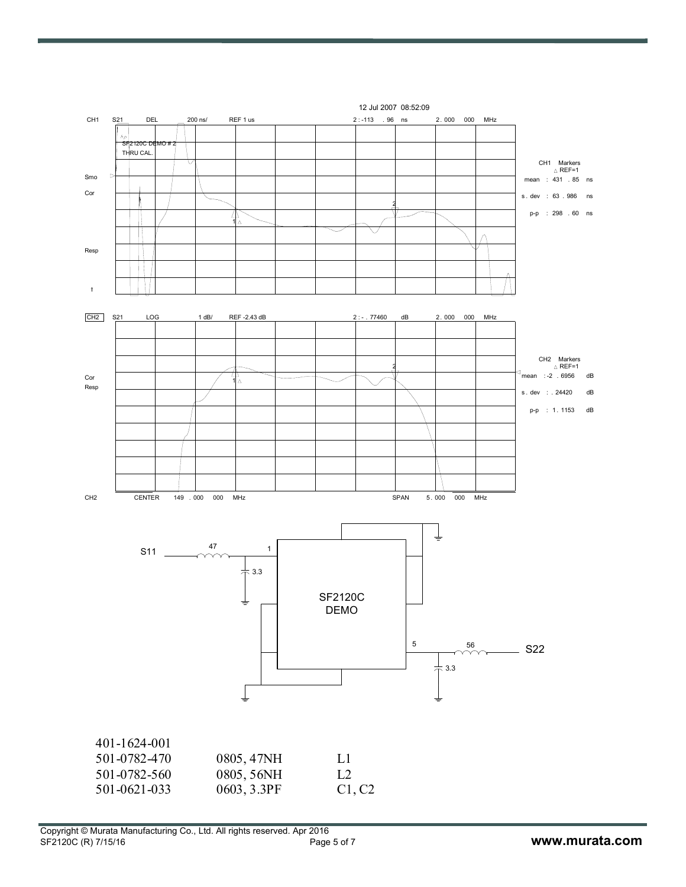12 Jul 2007 08:52:09

CH1 S21 DEL 200 ns/ REF 1 us 2: -113 . 96 ns 2. 000 000 MHz

SF2120C DEMO # 2
THRU CAL.

CH1 Markers
△ REF=1
mean : 431 . 85 ns
s. dev : 63 . 986 ns
p-p : 298 . 60 ns

CH2 S21 LOG 1 dB/ REF -2.43 dB 2: - . 77460 dB 2. 000 000 MHz

CH2 Markers
△ REF=1
mean : -2 . 6956 dB
s. dev : . 24420 dB
p-p : 1. 1153 dB

CH2 CENTER 149 . 000 000 MHz SPAN 5. 000 000 MHz

S11 — 47 — 1 — SF2120C DEMO — 5 — 56 — S22

3.3 / 3.3

| 401-1624-001 | | |
|---|---|---|
| 501-0782-470 | 0805, 47NH | L1 |
| 501-0782-560 | 0805, 56NH | L2 |
| 501-0621-033 | 0603, 3.3PF | C1, C2 |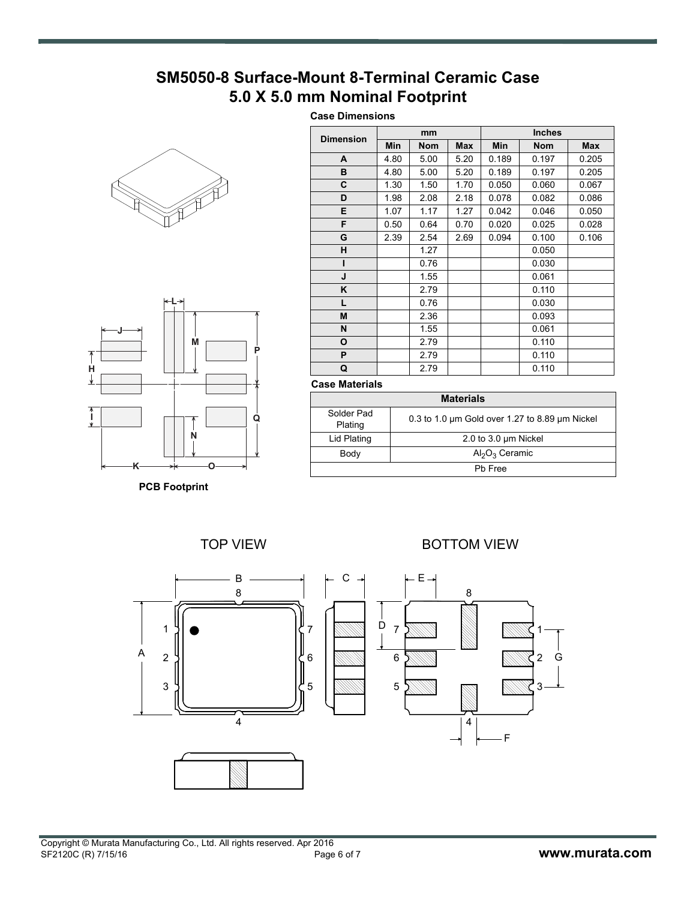# SM5050-8 Surface-Mount 8-Terminal Ceramic Case
# 5.0 X 5.0 mm Nominal Footprint

**Case Dimensions**

| Dimension | mm | | | Inches | | |
|---|---|---|---|---|---|---|
| | Min | Nom | Max | Min | Nom | Max |
| A | 4.80 | 5.00 | 5.20 | 0.189 | 0.197 | 0.205 |
| B | 4.80 | 5.00 | 5.20 | 0.189 | 0.197 | 0.205 |
| C | 1.30 | 1.50 | 1.70 | 0.050 | 0.060 | 0.067 |
| D | 1.98 | 2.08 | 2.18 | 0.078 | 0.082 | 0.086 |
| E | 1.07 | 1.17 | 1.27 | 0.042 | 0.046 | 0.050 |
| F | 0.50 | 0.64 | 0.70 | 0.020 | 0.025 | 0.028 |
| G | 2.39 | 2.54 | 2.69 | 0.094 | 0.100 | 0.106 |
| H | | 1.27 | | | 0.050 | |
| I | | 0.76 | | | 0.030 | |
| J | | 1.55 | | | 0.061 | |
| K | | 2.79 | | | 0.110 | |
| L | | 0.76 | | | 0.030 | |
| M | | 2.36 | | | 0.093 | |
| N | | 1.55 | | | 0.061 | |
| O | | 2.79 | | | 0.110 | |
| P | | 2.79 | | | 0.110 | |
| Q | | 2.79 | | | 0.110 | |

**Case Materials**

| Materials | |
|---|---|
| Solder Pad Plating | 0.3 to 1.0 µm Gold over 1.27 to 8.89 µm Nickel |
| Lid Plating | 2.0 to 3.0 µm Nickel |
| Body | $Al_2O_3$ Ceramic |
| Pb Free | |

**PCB Footprint**

TOP VIEW

BOTTOM VIEW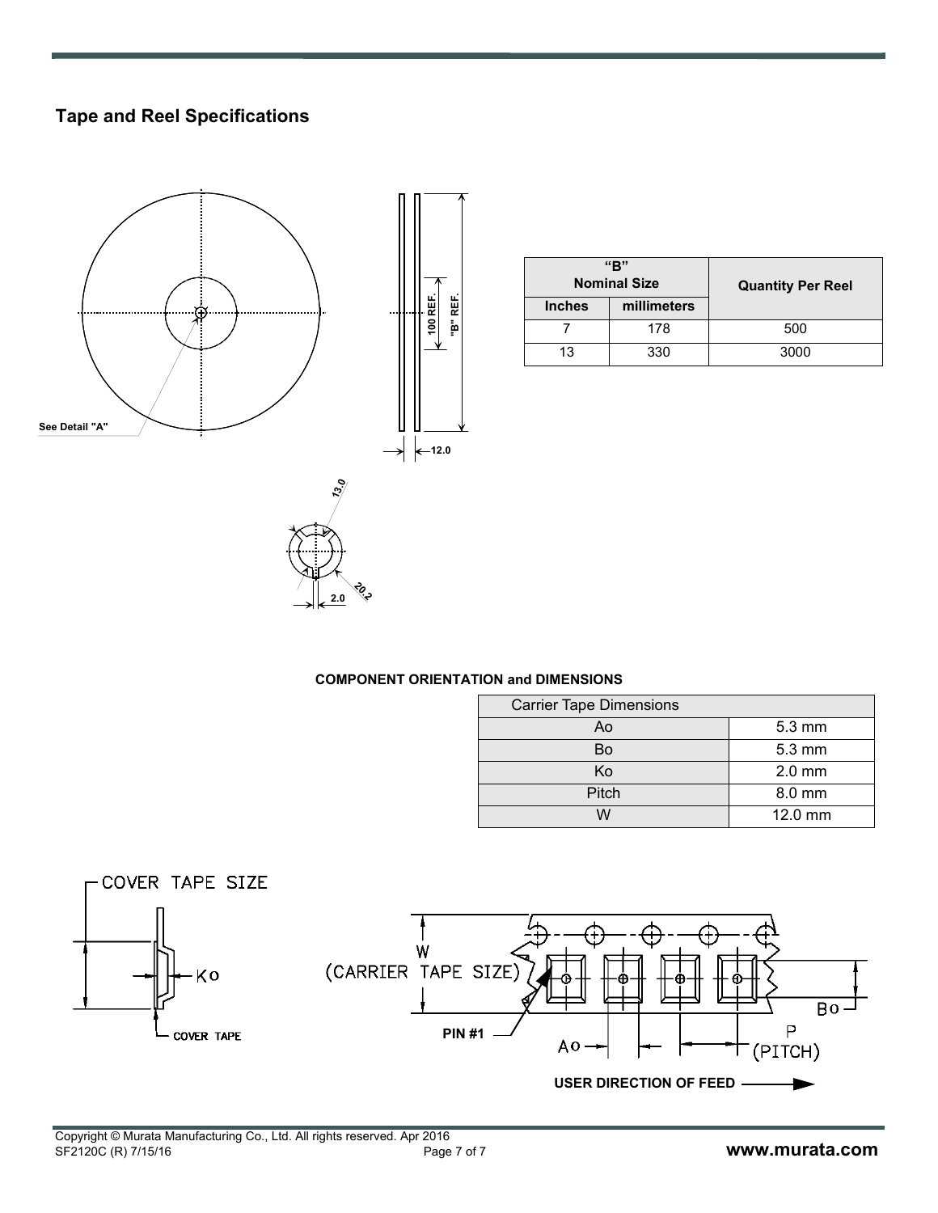## Tape and Reel Specifications

| "B" Nominal Size | | Quantity Per Reel |
|---|---|---|
| Inches | millimeters | |
| 7 | 178 | 500 |
| 13 | 330 | 3000 |

**COMPONENT ORIENTATION and DIMENSIONS**

| Carrier Tape Dimensions | |
|---|---|
| Ao | 5.3 mm |
| Bo | 5.3 mm |
| Ko | 2.0 mm |
| Pitch | 8.0 mm |
| W | 12.0 mm |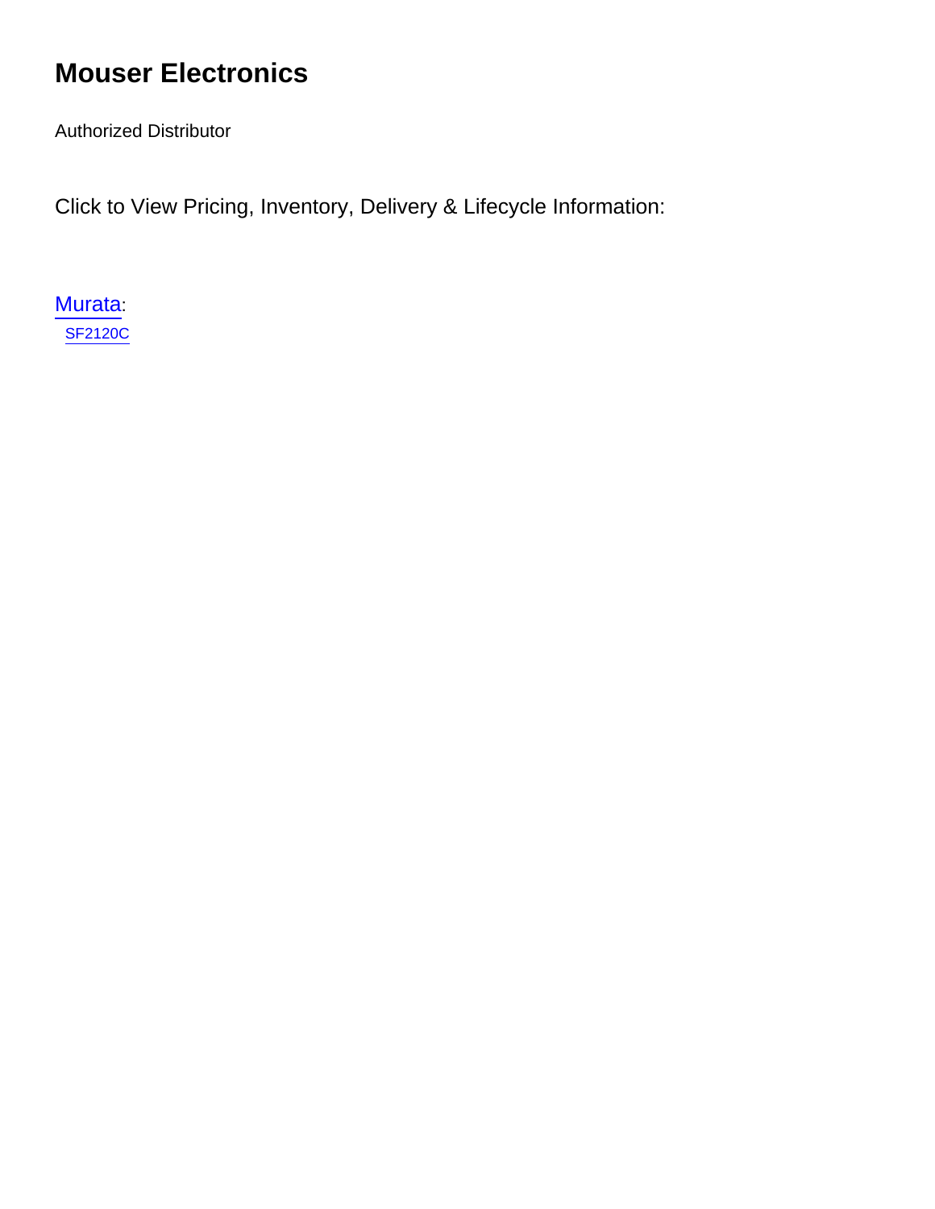# Mouser Electronics

Authorized Distributor

Click to View Pricing, Inventory, Delivery & Lifecycle Information:

Murata:

SF2120C